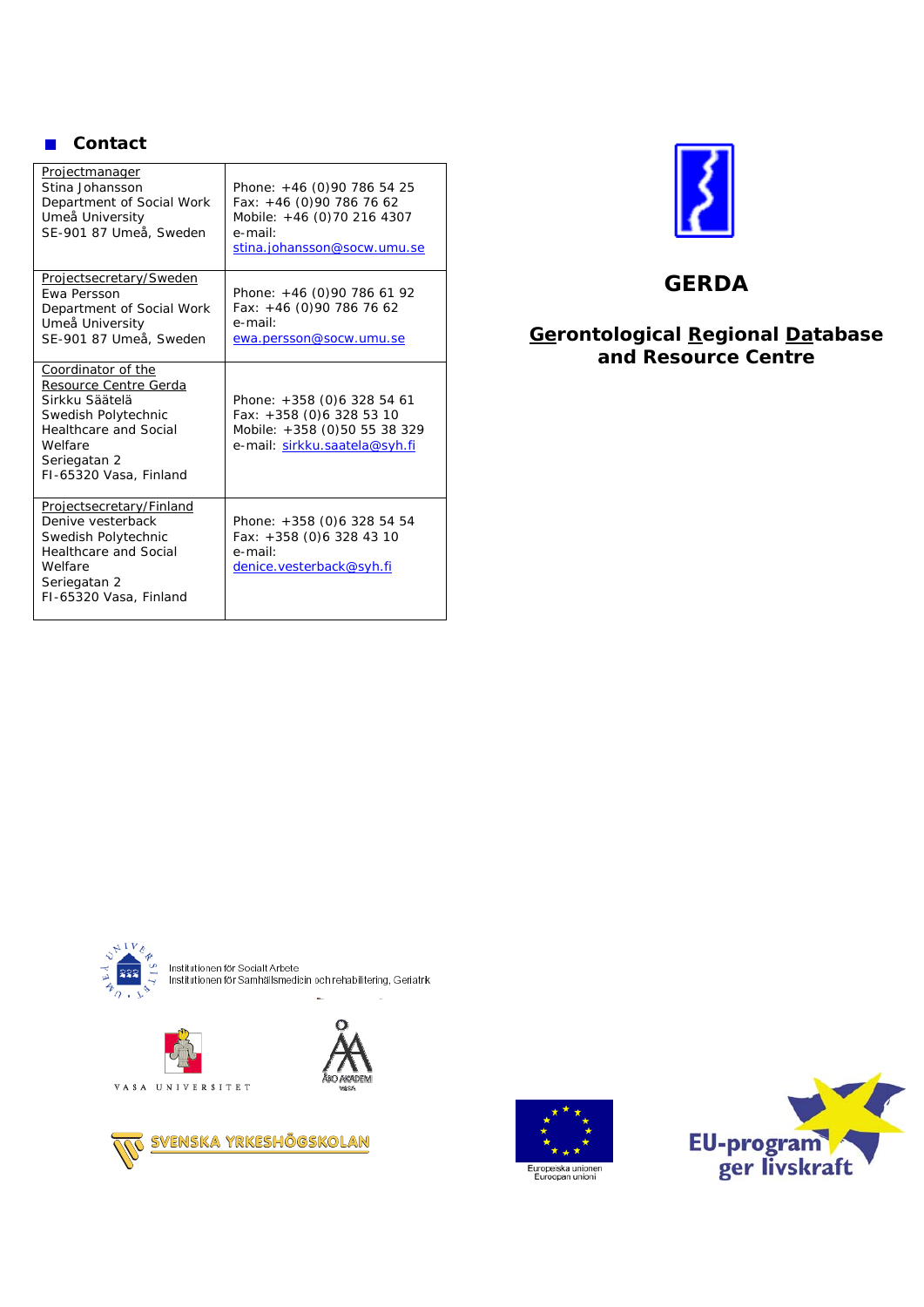## Contact

| Projectmanager<br>Stina Johansson<br>Department of Social Work<br>Umeå University<br>SE-901 87 Umeå, Sweden | Phone: +46 (0)90 786 54 25<br>Fax: +46 (0)90 786 76 62<br>Mobile: +46 (0)70 216 4307<br>e-mail:<br>stina.johansson@socw.umu.se |
|---|---|
| Projectsecretary/Sweden<br>Ewa Persson<br>Department of Social Work<br>Umeå University<br>SE-901 87 Umeå, Sweden | Phone: +46 (0)90 786 61 92<br>Fax: +46 (0)90 786 76 62<br>e-mail:<br>ewa.persson@socw.umu.se |
| Coordinator of the Resource Centre Gerda<br>Sirkku Säätelä<br>Swedish Polytechnic Healthcare and Social Welfare<br>Seriegatan 2<br>FI-65320 Vasa, Finland | Phone: +358 (0)6 328 54 61<br>Fax: +358 (0)6 328 53 10<br>Mobile: +358 (0)50 55 38 329<br>e-mail: sirkku.saatela@syh.fi |
| Projectsecretary/Finland<br>Denive vesterback<br>Swedish Polytechnic Healthcare and Social Welfare<br>Seriegatan 2<br>FI-65320 Vasa, Finland | Phone: +358 (0)6 328 54 54<br>Fax: +358 (0)6 328 43 10<br>e-mail:<br>denice.vesterback@syh.fi |

# GERDA

## Gerontological Regional Database and Resource Centre

Institutionen för Socialt Arbete
Institutionen för Samhällsmedicin och rehabilitering, Geriatrik

VASA UNIVERSITET

ÅBO AKADEMI VASA

SVENSKA YRKESHÖGSKOLAN

Europeiska unionen
Euroopan unioni

EU-program ger livskraft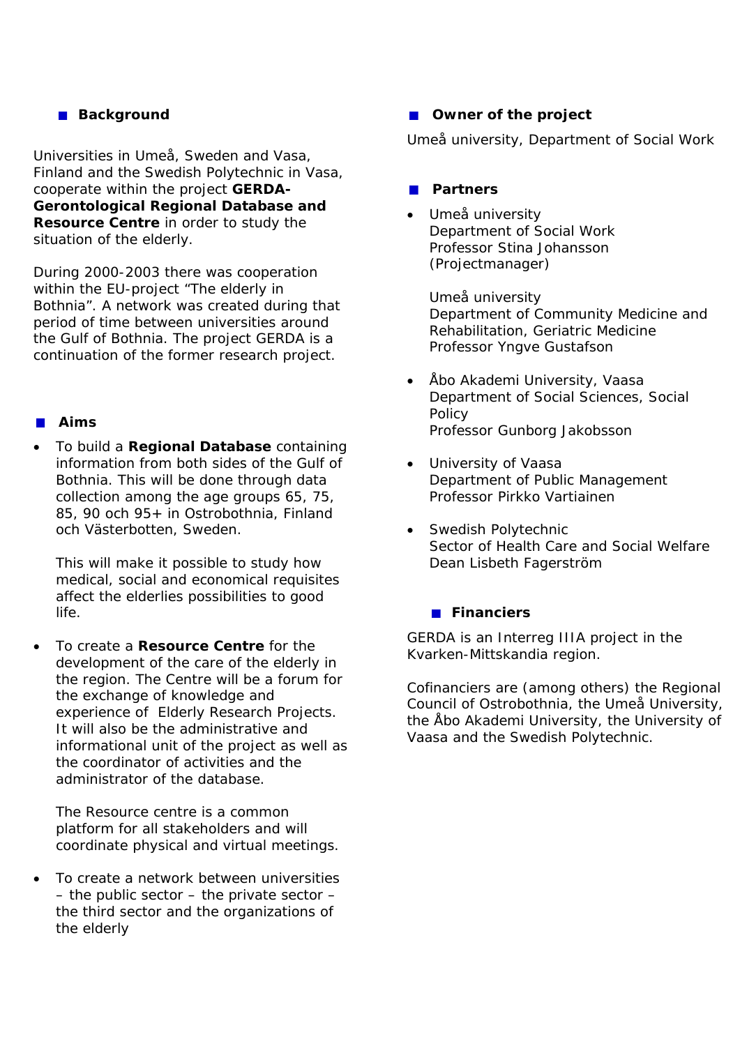## Background

Universities in Umeå, Sweden and Vasa, Finland and the Swedish Polytechnic in Vasa, cooperate within the project **GERDA-Gerontological Regional Database and Resource Centre** in order to study the situation of the elderly.

During 2000-2003 there was cooperation within the EU-project "The elderly in Bothnia". A network was created during that period of time between universities around the Gulf of Bothnia. The project GERDA is a continuation of the former research project.

## Aims

- To build a **Regional Database** containing information from both sides of the Gulf of Bothnia. This will be done through data collection among the age groups 65, 75, 85, 90 och 95+ in Ostrobothnia, Finland och Västerbotten, Sweden.

  This will make it possible to study how medical, social and economical requisites affect the elderlies possibilities to good life.

- To create a **Resource Centre** for the development of the care of the elderly in the region. The Centre will be a forum for the exchange of knowledge and experience of Elderly Research Projects. It will also be the administrative and informational unit of the project as well as the coordinator of activities and the administrator of the database.

  The Resource centre is a common platform for all stakeholders and will coordinate physical and virtual meetings.

- To create a network between universities – the public sector – the private sector – the third sector and the organizations of the elderly

## Owner of the project

Umeå university, Department of Social Work

## Partners

- Umeå university
  Department of Social Work
  Professor Stina Johansson
  (Projectmanager)

  Umeå university
  Department of Community Medicine and Rehabilitation, Geriatric Medicine
  Professor Yngve Gustafson

- Åbo Akademi University, Vaasa
  Department of Social Sciences, Social Policy
  Professor Gunborg Jakobsson

- University of Vaasa
  Department of Public Management
  Professor Pirkko Vartiainen

- Swedish Polytechnic
  Sector of Health Care and Social Welfare
  Dean Lisbeth Fagerström

## Financiers

GERDA is an Interreg IIIA project in the Kvarken-Mittskandia region.

Cofinanciers are (among others) the Regional Council of Ostrobothnia, the Umeå University, the Åbo Akademi University, the University of Vaasa and the Swedish Polytechnic.